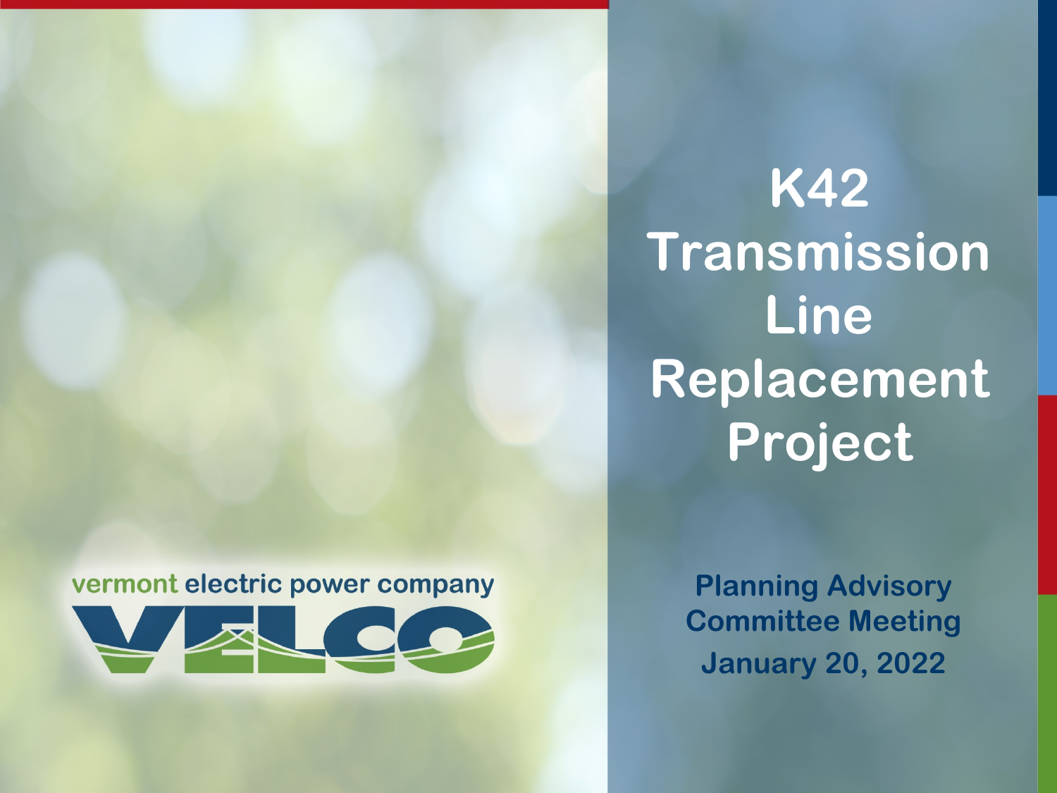vermont electric power company

VELCO

# K42 Transmission Line Replacement Project

**Planning Advisory Committee Meeting**

**January 20, 2022**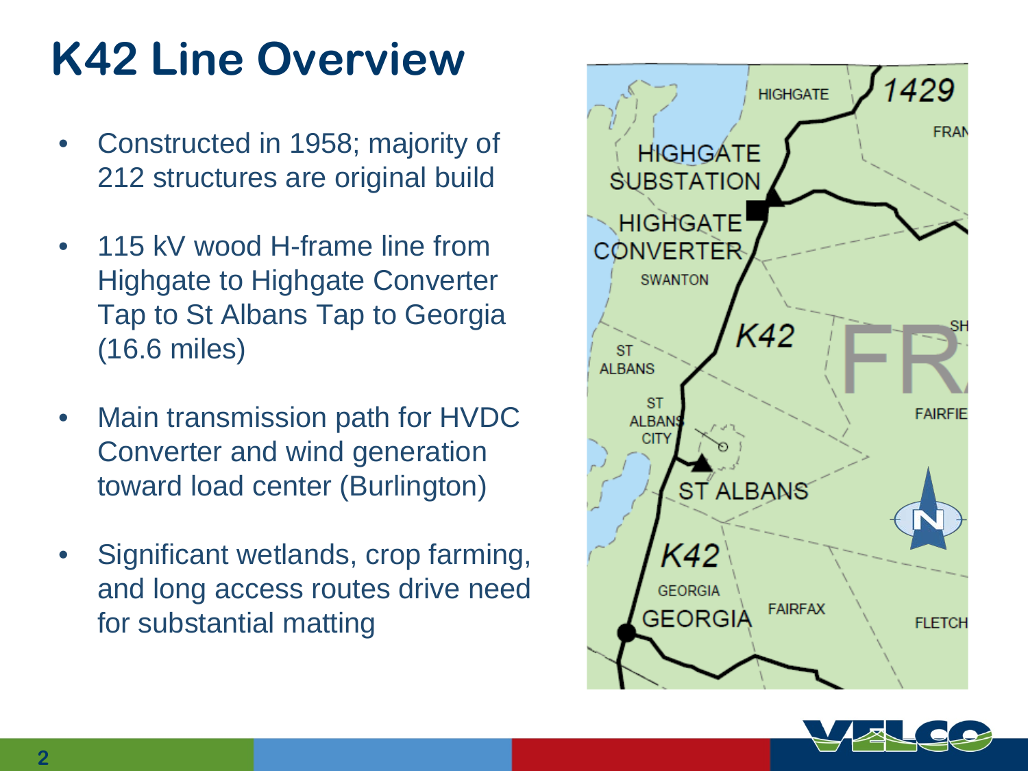# K42 Line Overview

- Constructed in 1958; majority of 212 structures are original build
- 115 kV wood H-frame line from Highgate to Highgate Converter Tap to St Albans Tap to Georgia (16.6 miles)
- Main transmission path for HVDC Converter and wind generation toward load center (Burlington)
- Significant wetlands, crop farming, and long access routes drive need for substantial matting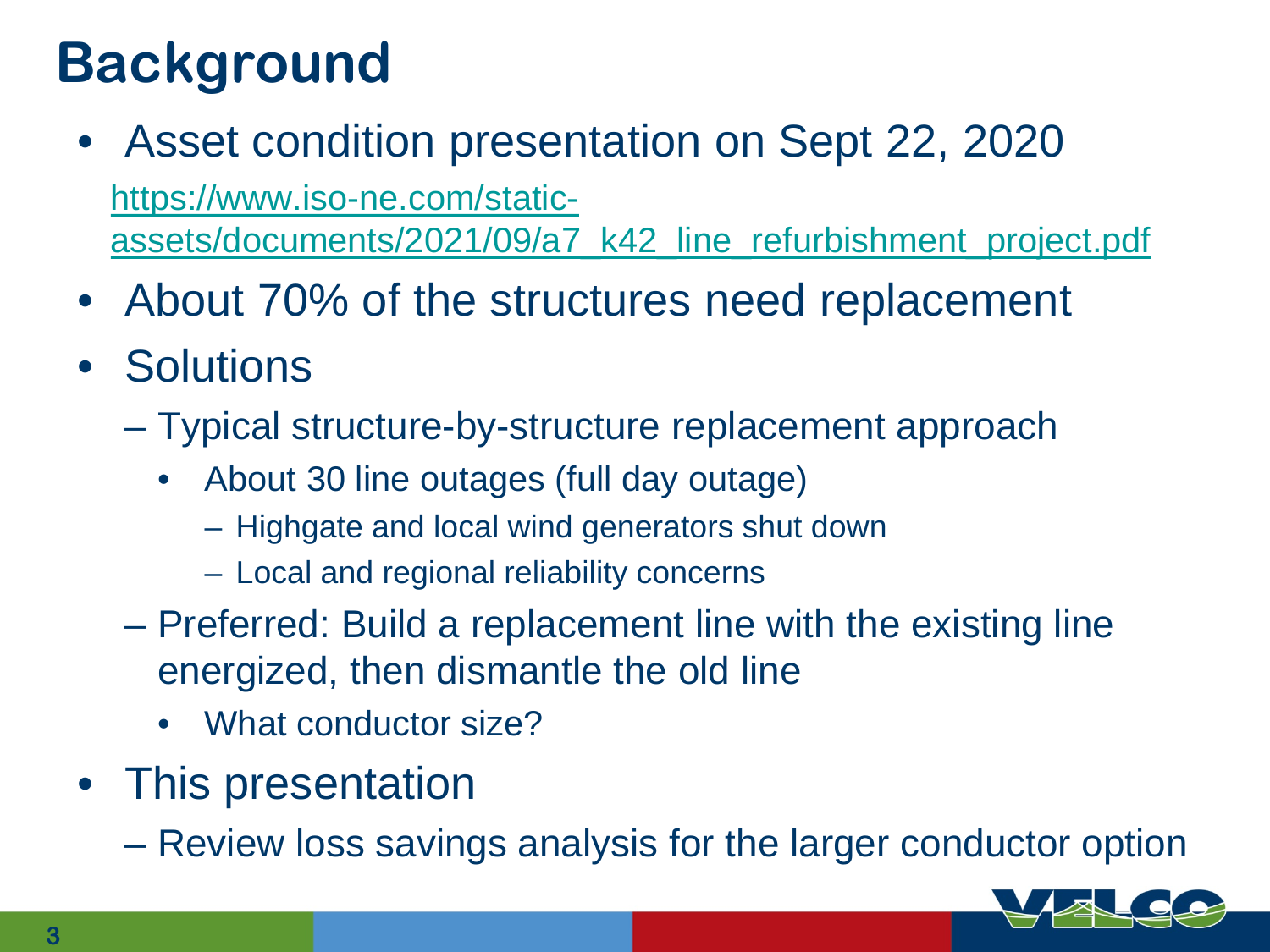# Background

- Asset condition presentation on Sept 22, 2020
  https://www.iso-ne.com/static-assets/documents/2021/09/a7_k42_line_refurbishment_project.pdf
- About 70% of the structures need replacement
- Solutions
  - Typical structure-by-structure replacement approach
    - About 30 line outages (full day outage)
      - Highgate and local wind generators shut down
      - Local and regional reliability concerns
  - Preferred: Build a replacement line with the existing line energized, then dismantle the old line
    - What conductor size?
- This presentation
  - Review loss savings analysis for the larger conductor option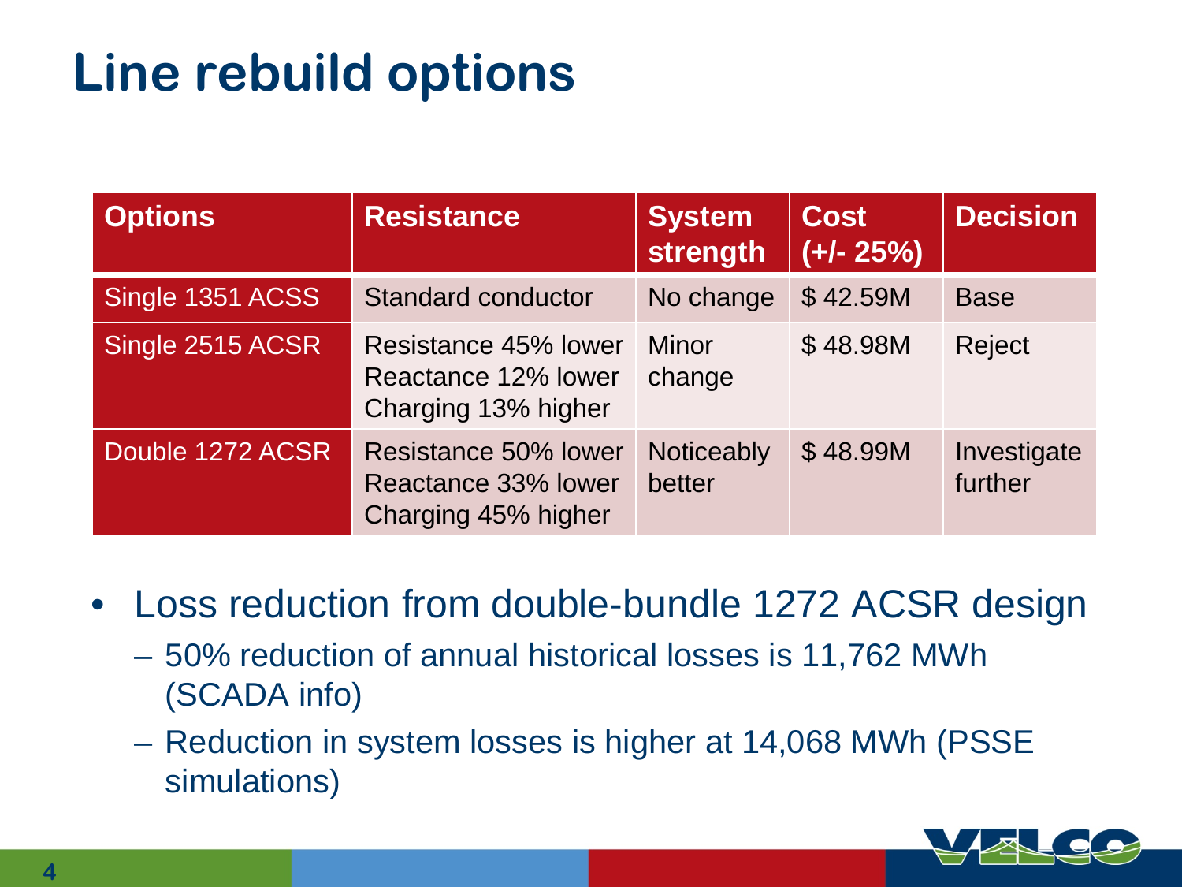# Line rebuild options

| Options | Resistance | System strength | Cost (+/- 25%) | Decision |
|---|---|---|---|---|
| Single 1351 ACSS | Standard conductor | No change | $ 42.59M | Base |
| Single 2515 ACSR | Resistance 45% lower<br>Reactance 12% lower<br>Charging 13% higher | Minor change | $ 48.98M | Reject |
| Double 1272 ACSR | Resistance 50% lower<br>Reactance 33% lower<br>Charging 45% higher | Noticeably better | $ 48.99M | Investigate further |

- Loss reduction from double-bundle 1272 ACSR design
  - 50% reduction of annual historical losses is 11,762 MWh (SCADA info)
  - Reduction in system losses is higher at 14,068 MWh (PSSE simulations)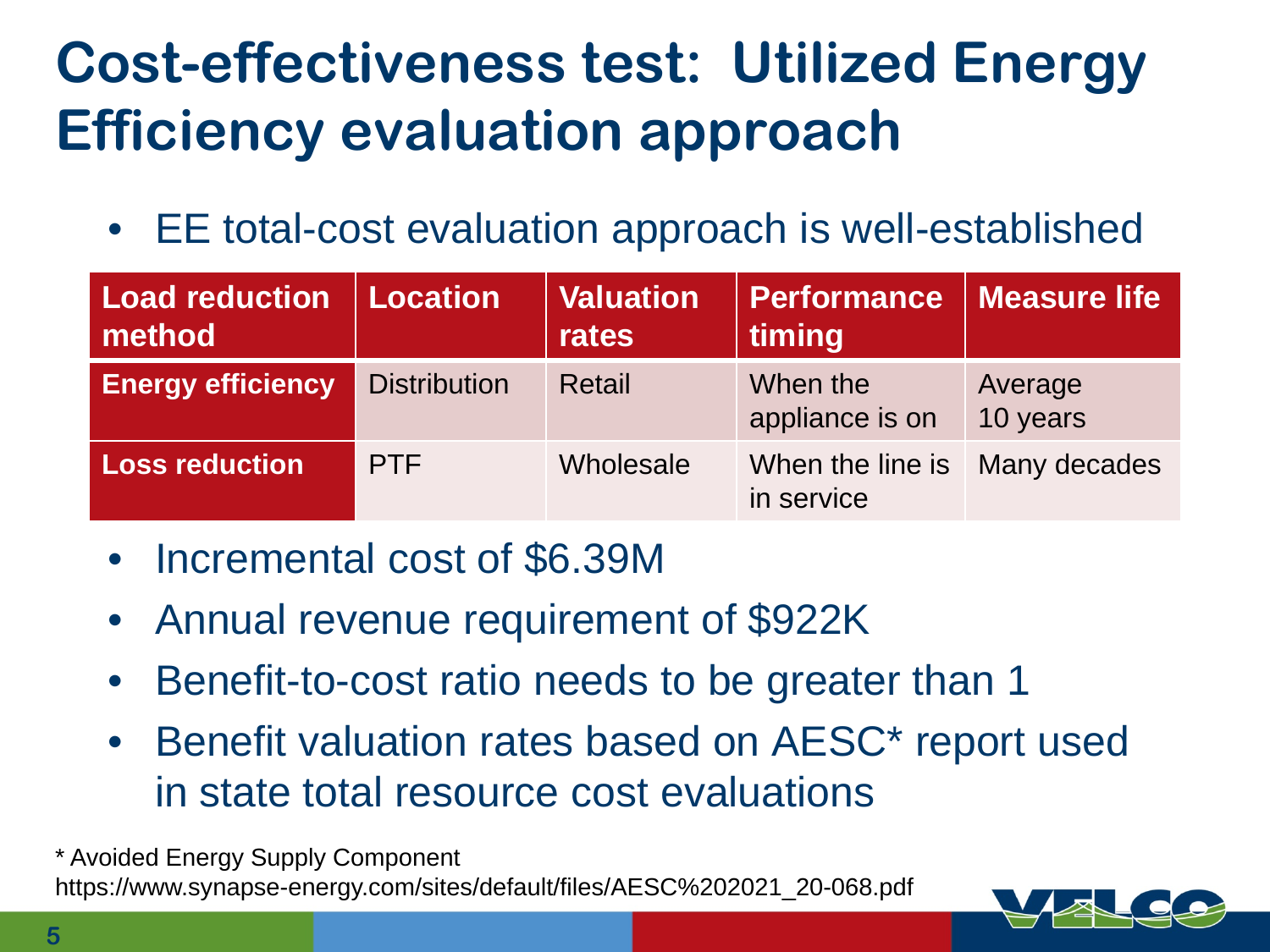# Cost-effectiveness test: Utilized Energy Efficiency evaluation approach

- EE total-cost evaluation approach is well-established

| Load reduction method | Location | Valuation rates | Performance timing | Measure life |
|---|---|---|---|---|
| **Energy efficiency** | Distribution | Retail | When the appliance is on | Average 10 years |
| **Loss reduction** | PTF | Wholesale | When the line is in service | Many decades |

- Incremental cost of $6.39M
- Annual revenue requirement of $922K
- Benefit-to-cost ratio needs to be greater than 1
- Benefit valuation rates based on AESC* report used in state total resource cost evaluations

* Avoided Energy Supply Component
https://www.synapse-energy.com/sites/default/files/AESC%202021_20-068.pdf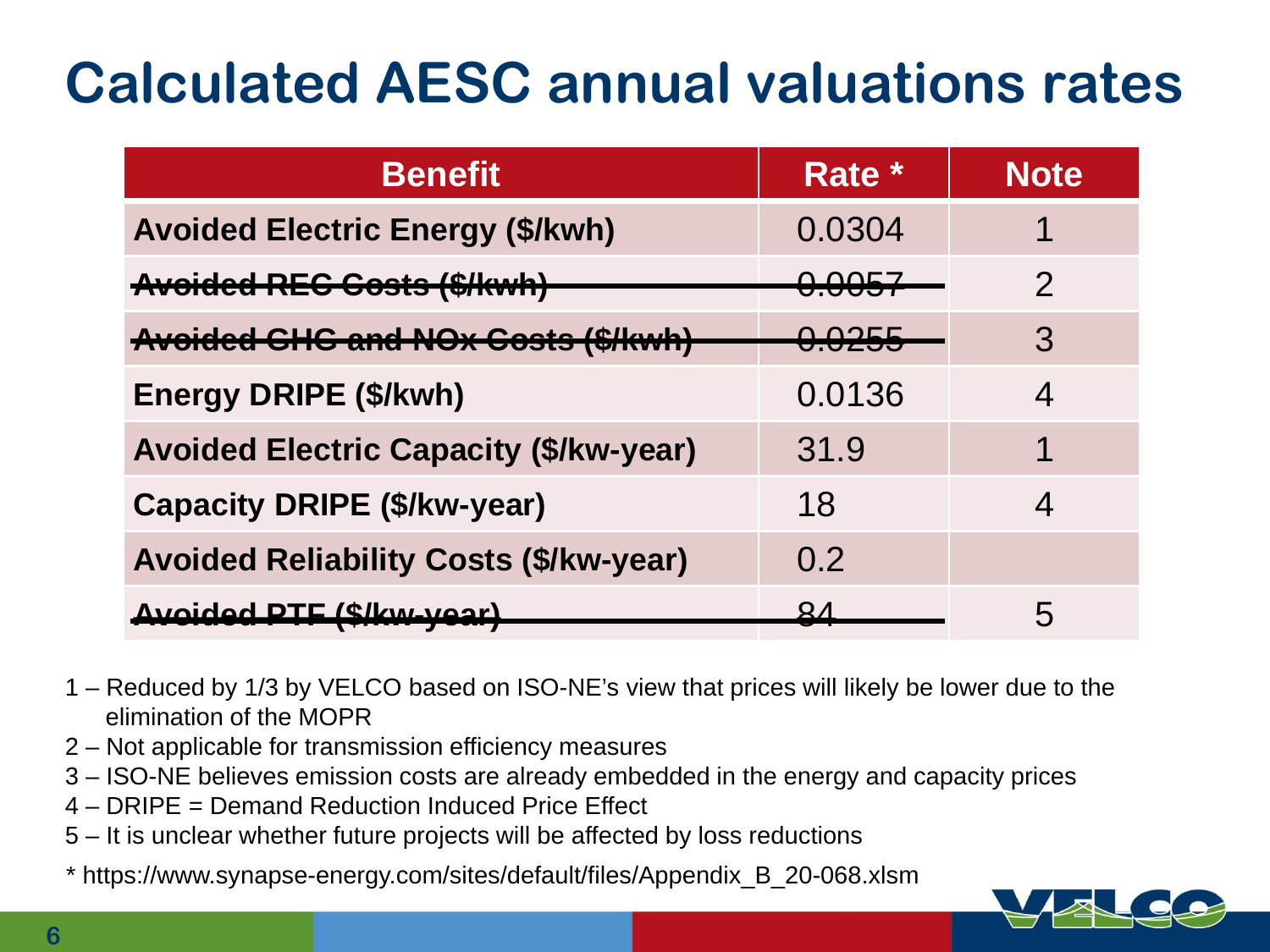# Calculated AESC annual valuations rates

| Benefit | Rate * | Note |
|---|---|---|
| **Avoided Electric Energy ($/kwh)** | 0.0304 | 1 |
| ~~**Avoided REC Costs ($/kwh)**~~ | ~~0.0057~~ | 2 |
| ~~**Avoided GHG and NOx Costs ($/kwh)**~~ | ~~0.0255~~ | 3 |
| **Energy DRIPE ($/kwh)** | 0.0136 | 4 |
| **Avoided Electric Capacity ($/kw-year)** | 31.9 | 1 |
| **Capacity DRIPE ($/kw-year)** | 18 | 4 |
| **Avoided Reliability Costs ($/kw-year)** | 0.2 | |
| ~~**Avoided PTF ($/kw-year)**~~ | ~~84~~ | 5 |

1 – Reduced by 1/3 by VELCO based on ISO-NE's view that prices will likely be lower due to the elimination of the MOPR

2 – Not applicable for transmission efficiency measures

3 – ISO-NE believes emission costs are already embedded in the energy and capacity prices

4 – DRIPE = Demand Reduction Induced Price Effect

5 – It is unclear whether future projects will be affected by loss reductions

* https://www.synapse-energy.com/sites/default/files/Appendix_B_20-068.xlsm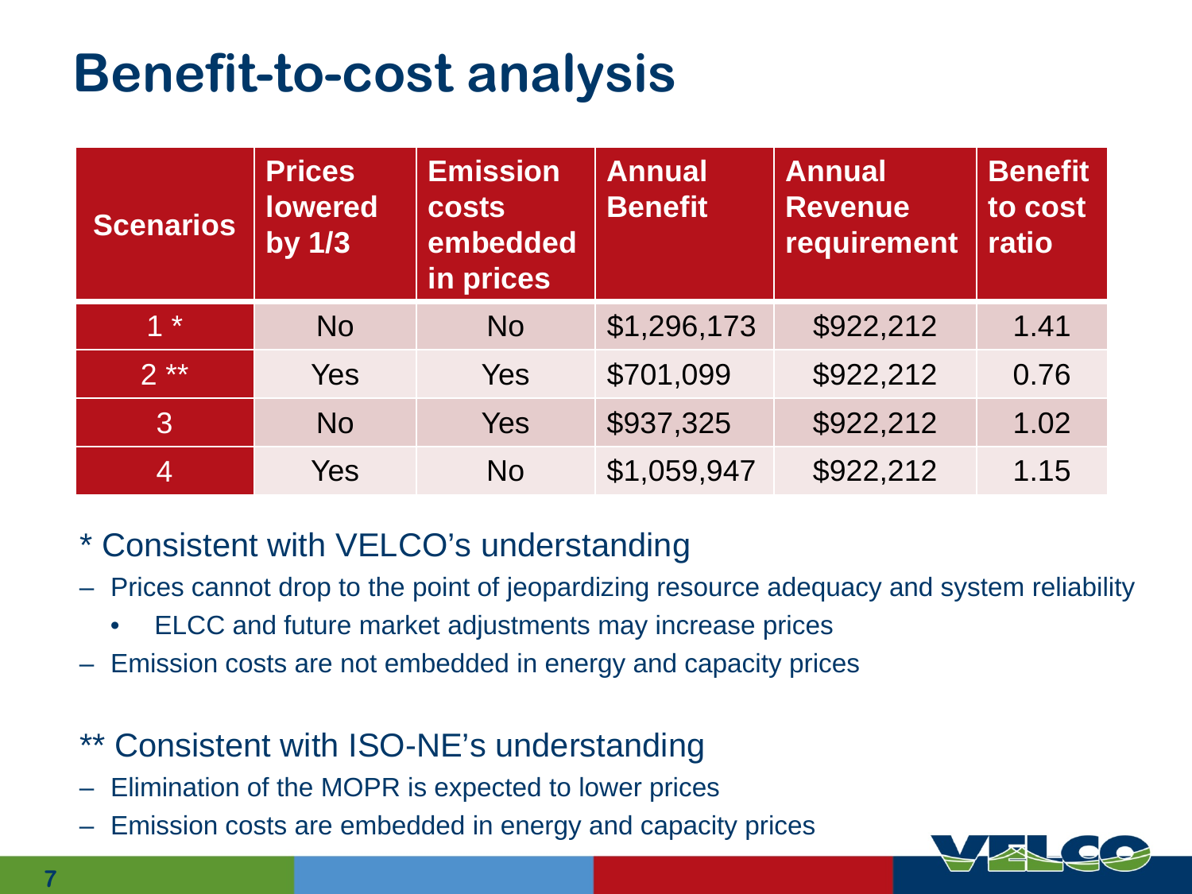# Benefit-to-cost analysis

| Scenarios | Prices lowered by 1/3 | Emission costs embedded in prices | Annual Benefit | Annual Revenue requirement | Benefit to cost ratio |
|---|---|---|---|---|---|
| 1 * | No | No | $1,296,173 | $922,212 | 1.41 |
| 2 ** | Yes | Yes | $701,099 | $922,212 | 0.76 |
| 3 | No | Yes | $937,325 | $922,212 | 1.02 |
| 4 | Yes | No | $1,059,947 | $922,212 | 1.15 |

\* Consistent with VELCO's understanding

- Prices cannot drop to the point of jeopardizing resource adequacy and system reliability
  - ELCC and future market adjustments may increase prices
- Emission costs are not embedded in energy and capacity prices

** Consistent with ISO-NE's understanding

- Elimination of the MOPR is expected to lower prices
- Emission costs are embedded in energy and capacity prices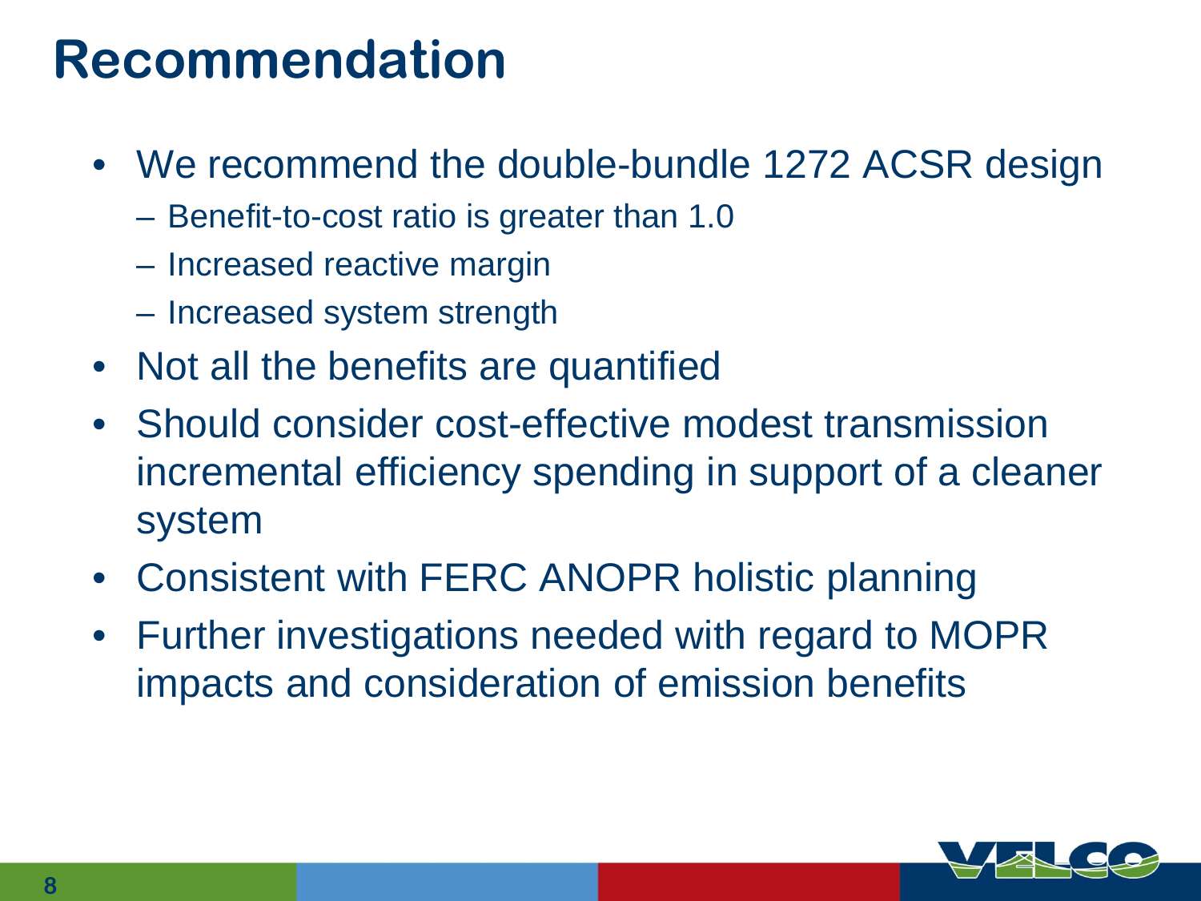# Recommendation

- We recommend the double-bundle 1272 ACSR design
  - Benefit-to-cost ratio is greater than 1.0
  - Increased reactive margin
  - Increased system strength
- Not all the benefits are quantified
- Should consider cost-effective modest transmission incremental efficiency spending in support of a cleaner system
- Consistent with FERC ANOPR holistic planning
- Further investigations needed with regard to MOPR impacts and consideration of emission benefits